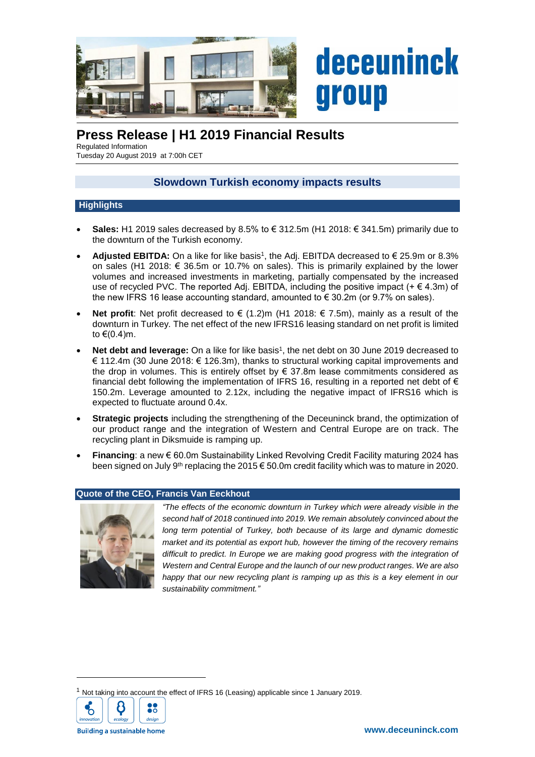deceuninck group

# Press Release | H1 2019 Financial Results

Regulated Information
Tuesday 20 August 2019 at 7:00h CET

## Slowdown Turkish economy impacts results

### Highlights

- **Sales:** H1 2019 sales decreased by 8.5% to € 312.5m (H1 2018: € 341.5m) primarily due to the downturn of the Turkish economy.
- **Adjusted EBITDA:** On a like for like basis[1], the Adj. EBITDA decreased to € 25.9m or 8.3% on sales (H1 2018: € 36.5m or 10.7% on sales). This is primarily explained by the lower volumes and increased investments in marketing, partially compensated by the increased use of recycled PVC. The reported Adj. EBITDA, including the positive impact (+ € 4.3m) of the new IFRS 16 lease accounting standard, amounted to € 30.2m (or 9.7% on sales).
- **Net profit**: Net profit decreased to € (1.2)m (H1 2018: € 7.5m), mainly as a result of the downturn in Turkey. The net effect of the new IFRS16 leasing standard on net profit is limited to €(0.4)m.
- **Net debt and leverage:** On a like for like basis[1], the net debt on 30 June 2019 decreased to € 112.4m (30 June 2018: € 126.3m), thanks to structural working capital improvements and the drop in volumes. This is entirely offset by € 37.8m lease commitments considered as financial debt following the implementation of IFRS 16, resulting in a reported net debt of € 150.2m. Leverage amounted to 2.12x, including the negative impact of IFRS16 which is expected to fluctuate around 0.4x.
- **Strategic projects** including the strengthening of the Deceuninck brand, the optimization of our product range and the integration of Western and Central Europe are on track. The recycling plant in Diksmuide is ramping up.
- **Financing**: a new € 60.0m Sustainability Linked Revolving Credit Facility maturing 2024 has been signed on July 9th replacing the 2015 € 50.0m credit facility which was to mature in 2020.

### Quote of the CEO, Francis Van Eeckhout

*"The effects of the economic downturn in Turkey which were already visible in the second half of 2018 continued into 2019. We remain absolutely convinced about the long term potential of Turkey, both because of its large and dynamic domestic market and its potential as export hub, however the timing of the recovery remains difficult to predict. In Europe we are making good progress with the integration of Western and Central Europe and the launch of our new product ranges. We are also happy that our new recycling plant is ramping up as this is a key element in our sustainability commitment."*

---

[1] Not taking into account the effect of IFRS 16 (Leasing) applicable since 1 January 2019.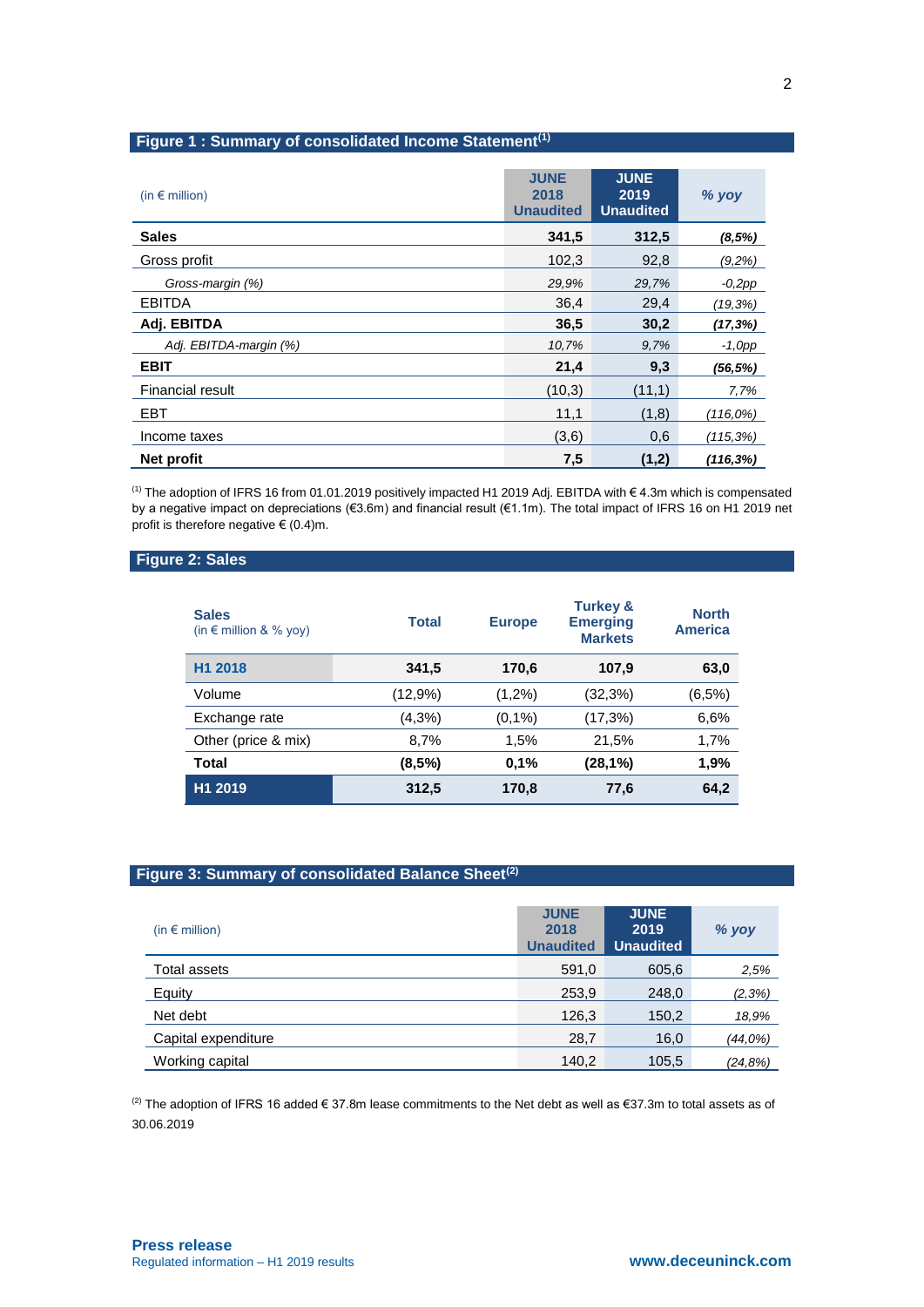## Figure 1 : Summary of consolidated Income Statement[1]

| (in € million) | JUNE 2018 Unaudited | JUNE 2019 Unaudited | % yoy |
|---|---|---|---|
| **Sales** | **341,5** | **312,5** | ***(8,5%)*** |
| Gross profit | 102,3 | 92,8 | *(9,2%)* |
| *Gross-margin (%)* | *29,9%* | *29,7%* | *-0,2pp* |
| EBITDA | 36,4 | 29,4 | *(19,3%)* |
| **Adj. EBITDA** | **36,5** | **30,2** | ***(17,3%)*** |
| *Adj. EBITDA-margin (%)* | *10,7%* | *9,7%* | *-1,0pp* |
| **EBIT** | **21,4** | **9,3** | ***(56,5%)*** |
| Financial result | (10,3) | (11,1) | *7,7%* |
| EBT | 11,1 | (1,8) | *(116,0%)* |
| Income taxes | (3,6) | 0,6 | *(115,3%)* |
| **Net profit** | **7,5** | **(1,2)** | ***(116,3%)*** |

[1] The adoption of IFRS 16 from 01.01.2019 positively impacted H1 2019 Adj. EBITDA with € 4.3m which is compensated by a negative impact on depreciations (€3.6m) and financial result (€1.1m). The total impact of IFRS 16 on H1 2019 net profit is therefore negative € (0.4)m.

## Figure 2: Sales

| Sales (in € million & % yoy) | Total | Europe | Turkey & Emerging Markets | North America |
|---|---|---|---|---|
| **H1 2018** | **341,5** | **170,6** | **107,9** | **63,0** |
| Volume | (12,9%) | (1,2%) | (32,3%) | (6,5%) |
| Exchange rate | (4,3%) | (0,1%) | (17,3%) | 6,6% |
| Other (price & mix) | 8,7% | 1,5% | 21,5% | 1,7% |
| **Total** | **(8,5%)** | **0,1%** | **(28,1%)** | **1,9%** |
| **H1 2019** | **312,5** | **170,8** | **77,6** | **64,2** |

## Figure 3: Summary of consolidated Balance Sheet[2]

| (in € million) | JUNE 2018 Unaudited | JUNE 2019 Unaudited | % yoy |
|---|---|---|---|
| Total assets | 591,0 | 605,6 | *2,5%* |
| Equity | 253,9 | 248,0 | *(2,3%)* |
| Net debt | 126,3 | 150,2 | *18,9%* |
| Capital expenditure | 28,7 | 16,0 | *(44,0%)* |
| Working capital | 140,2 | 105,5 | *(24,8%)* |

[2] The adoption of IFRS 16 added € 37.8m lease commitments to the Net debt as well as €37.3m to total assets as of 30.06.2019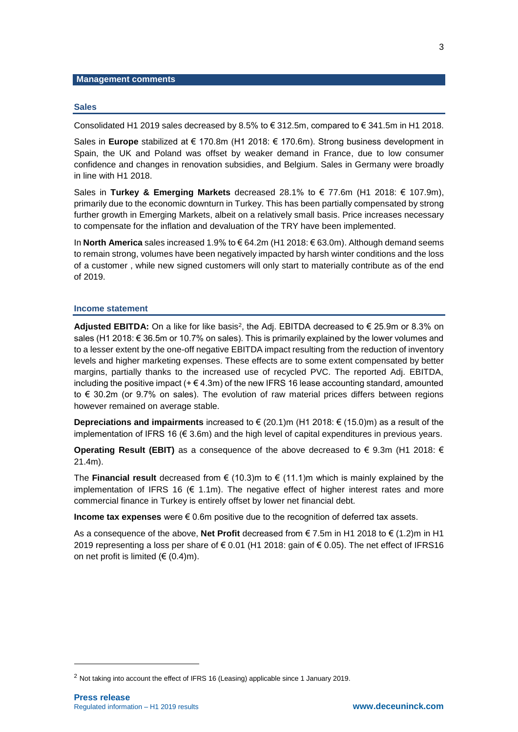## Management comments

### Sales

Consolidated H1 2019 sales decreased by 8.5% to € 312.5m, compared to € 341.5m in H1 2018.

Sales in **Europe** stabilized at € 170.8m (H1 2018: € 170.6m). Strong business development in Spain, the UK and Poland was offset by weaker demand in France, due to low consumer confidence and changes in renovation subsidies, and Belgium. Sales in Germany were broadly in line with H1 2018.

Sales in **Turkey & Emerging Markets** decreased 28.1% to € 77.6m (H1 2018: € 107.9m), primarily due to the economic downturn in Turkey. This has been partially compensated by strong further growth in Emerging Markets, albeit on a relatively small basis. Price increases necessary to compensate for the inflation and devaluation of the TRY have been implemented.

In **North America** sales increased 1.9% to € 64.2m (H1 2018: € 63.0m). Although demand seems to remain strong, volumes have been negatively impacted by harsh winter conditions and the loss of a customer , while new signed customers will only start to materially contribute as of the end of 2019.

### Income statement

**Adjusted EBITDA:** On a like for like basis[2], the Adj. EBITDA decreased to € 25.9m or 8.3% on sales (H1 2018: € 36.5m or 10.7% on sales). This is primarily explained by the lower volumes and to a lesser extent by the one-off negative EBITDA impact resulting from the reduction of inventory levels and higher marketing expenses. These effects are to some extent compensated by better margins, partially thanks to the increased use of recycled PVC. The reported Adj. EBITDA, including the positive impact (+ € 4.3m) of the new IFRS 16 lease accounting standard, amounted to € 30.2m (or 9.7% on sales). The evolution of raw material prices differs between regions however remained on average stable.

**Depreciations and impairments** increased to € (20.1)m (H1 2018: € (15.0)m) as a result of the implementation of IFRS 16 (€ 3.6m) and the high level of capital expenditures in previous years.

**Operating Result (EBIT)** as a consequence of the above decreased to € 9.3m (H1 2018: € 21.4m).

The **Financial result** decreased from € (10.3)m to € (11.1)m which is mainly explained by the implementation of IFRS 16 (€ 1.1m). The negative effect of higher interest rates and more commercial finance in Turkey is entirely offset by lower net financial debt.

**Income tax expenses** were € 0.6m positive due to the recognition of deferred tax assets.

As a consequence of the above, **Net Profit** decreased from € 7.5m in H1 2018 to € (1.2)m in H1 2019 representing a loss per share of € 0.01 (H1 2018: gain of € 0.05). The net effect of IFRS16 on net profit is limited (€ (0.4)m).

---

[2] Not taking into account the effect of IFRS 16 (Leasing) applicable since 1 January 2019.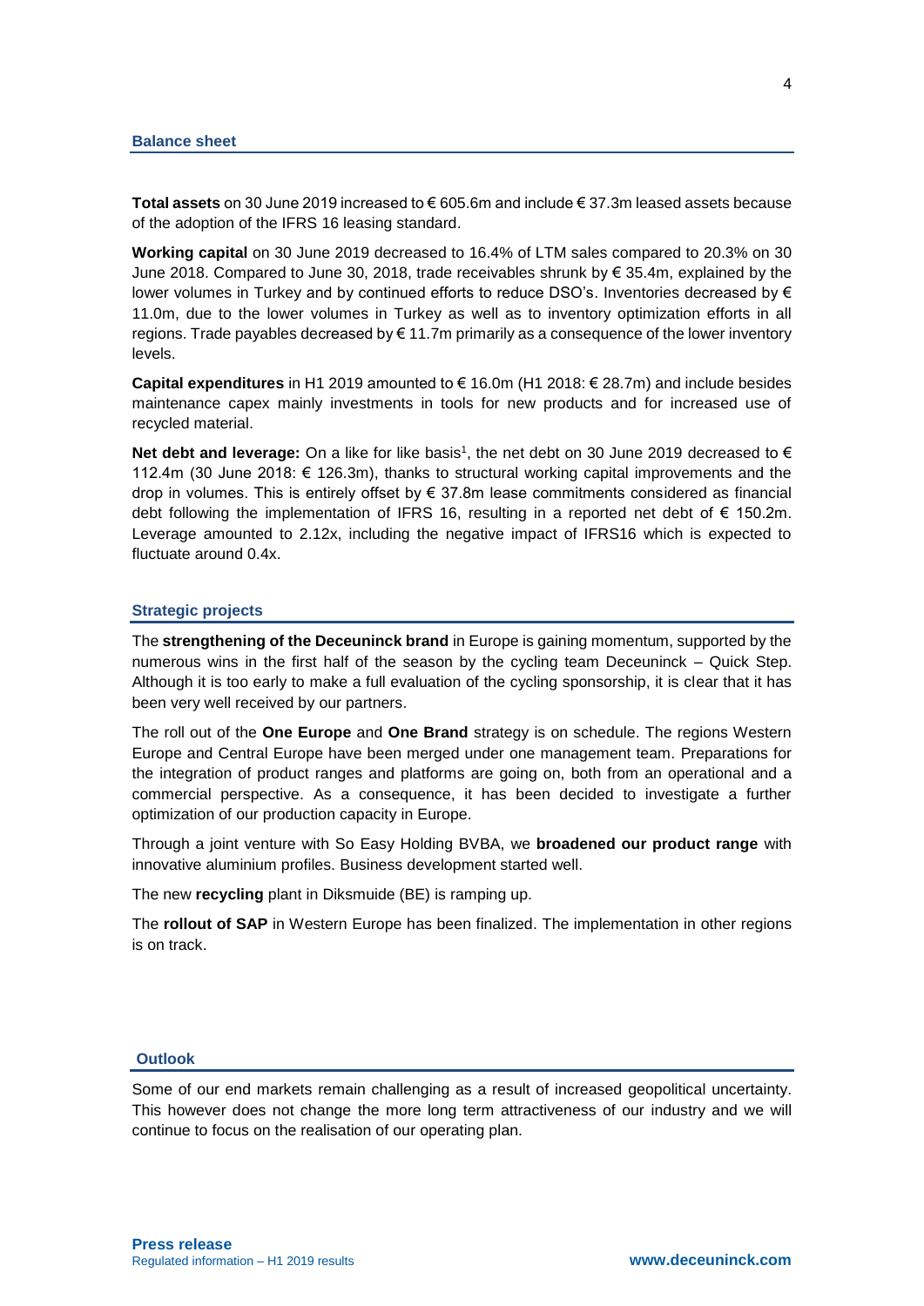## Balance sheet

**Total assets** on 30 June 2019 increased to € 605.6m and include € 37.3m leased assets because of the adoption of the IFRS 16 leasing standard.

**Working capital** on 30 June 2019 decreased to 16.4% of LTM sales compared to 20.3% on 30 June 2018. Compared to June 30, 2018, trade receivables shrunk by € 35.4m, explained by the lower volumes in Turkey and by continued efforts to reduce DSO's. Inventories decreased by € 11.0m, due to the lower volumes in Turkey as well as to inventory optimization efforts in all regions. Trade payables decreased by € 11.7m primarily as a consequence of the lower inventory levels.

**Capital expenditures** in H1 2019 amounted to € 16.0m (H1 2018: € 28.7m) and include besides maintenance capex mainly investments in tools for new products and for increased use of recycled material.

**Net debt and leverage:** On a like for like basis[1], the net debt on 30 June 2019 decreased to € 112.4m (30 June 2018: € 126.3m), thanks to structural working capital improvements and the drop in volumes. This is entirely offset by € 37.8m lease commitments considered as financial debt following the implementation of IFRS 16, resulting in a reported net debt of € 150.2m. Leverage amounted to 2.12x, including the negative impact of IFRS16 which is expected to fluctuate around 0.4x.

## Strategic projects

The **strengthening of the Deceuninck brand** in Europe is gaining momentum, supported by the numerous wins in the first half of the season by the cycling team Deceuninck – Quick Step. Although it is too early to make a full evaluation of the cycling sponsorship, it is clear that it has been very well received by our partners.

The roll out of the **One Europe** and **One Brand** strategy is on schedule. The regions Western Europe and Central Europe have been merged under one management team. Preparations for the integration of product ranges and platforms are going on, both from an operational and a commercial perspective. As a consequence, it has been decided to investigate a further optimization of our production capacity in Europe.

Through a joint venture with So Easy Holding BVBA, we **broadened our product range** with innovative aluminium profiles. Business development started well.

The new **recycling** plant in Diksmuide (BE) is ramping up.

The **rollout of SAP** in Western Europe has been finalized. The implementation in other regions is on track.

## Outlook

Some of our end markets remain challenging as a result of increased geopolitical uncertainty. This however does not change the more long term attractiveness of our industry and we will continue to focus on the realisation of our operating plan.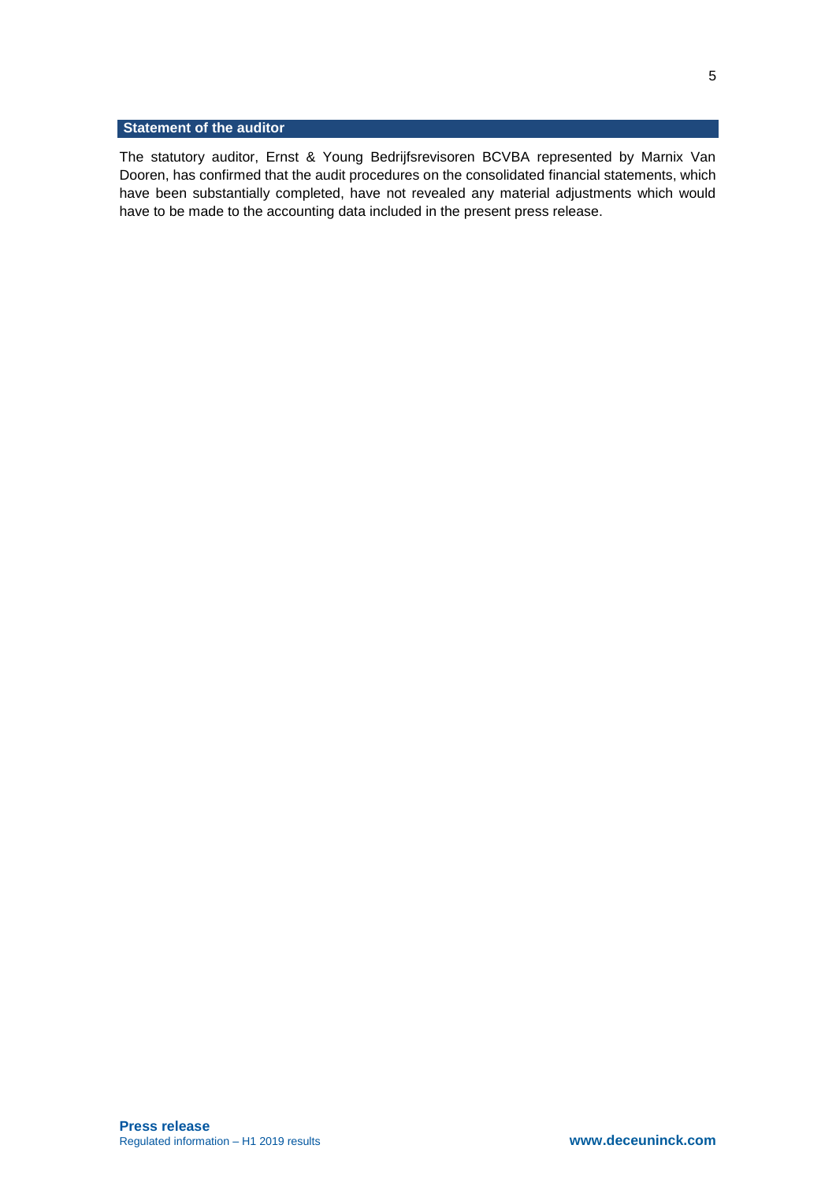## Statement of the auditor

The statutory auditor, Ernst & Young Bedrijfsrevisoren BCVBA represented by Marnix Van Dooren, has confirmed that the audit procedures on the consolidated financial statements, which have been substantially completed, have not revealed any material adjustments which would have to be made to the accounting data included in the present press release.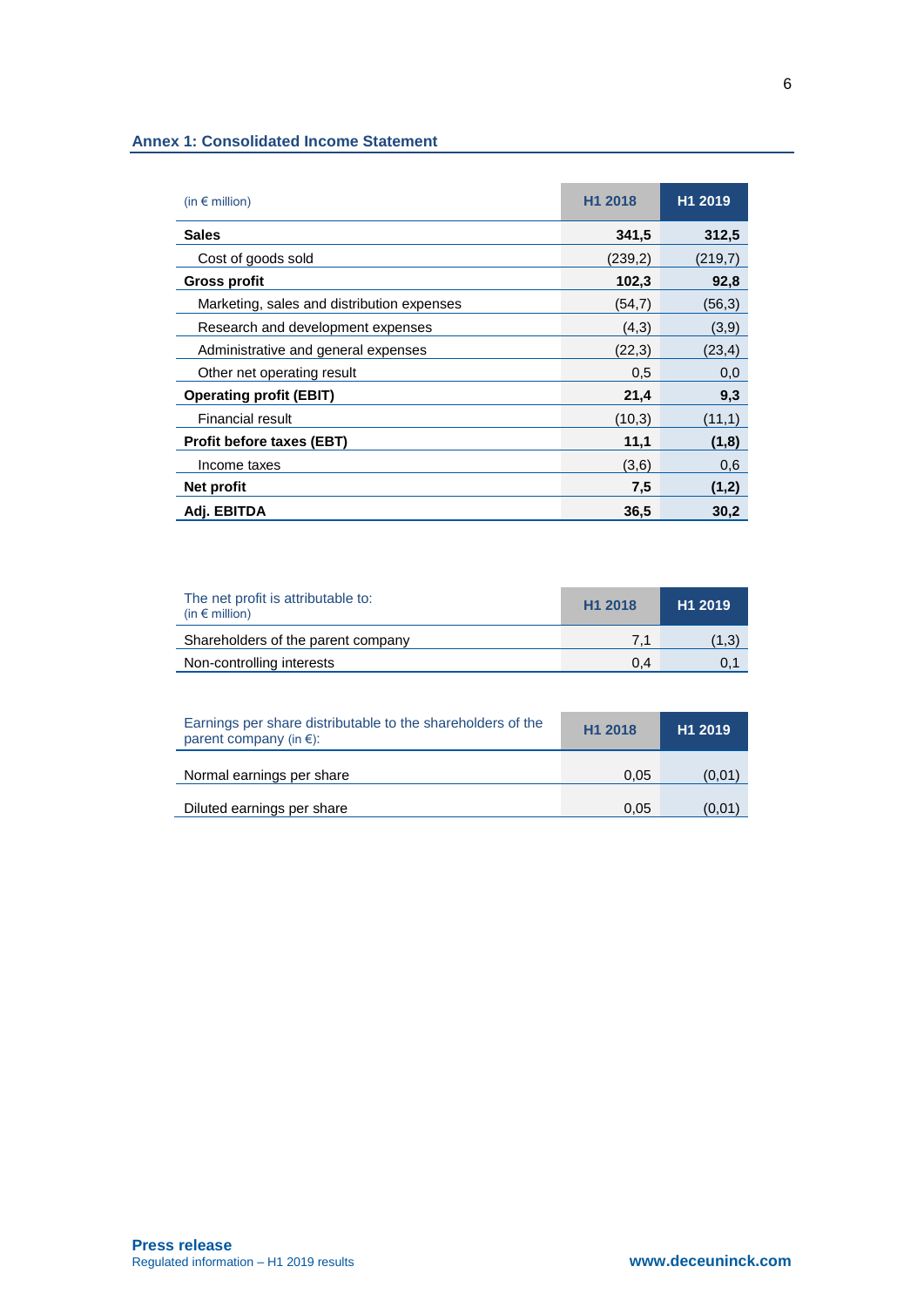## Annex 1: Consolidated Income Statement

| (in € million) | H1 2018 | H1 2019 |
|---|---|---|
| **Sales** | **341,5** | **312,5** |
| Cost of goods sold | (239,2) | (219,7) |
| **Gross profit** | **102,3** | **92,8** |
| Marketing, sales and distribution expenses | (54,7) | (56,3) |
| Research and development expenses | (4,3) | (3,9) |
| Administrative and general expenses | (22,3) | (23,4) |
| Other net operating result | 0,5 | 0,0 |
| **Operating profit (EBIT)** | **21,4** | **9,3** |
| Financial result | (10,3) | (11,1) |
| **Profit before taxes (EBT)** | **11,1** | **(1,8)** |
| Income taxes | (3,6) | 0,6 |
| **Net profit** | **7,5** | **(1,2)** |
| **Adj. EBITDA** | **36,5** | **30,2** |

| The net profit is attributable to: (in € million) | H1 2018 | H1 2019 |
|---|---|---|
| Shareholders of the parent company | 7,1 | (1,3) |
| Non-controlling interests | 0,4 | 0,1 |

| Earnings per share distributable to the shareholders of the parent company (in €): | H1 2018 | H1 2019 |
|---|---|---|
| Normal earnings per share | 0,05 | (0,01) |
| Diluted earnings per share | 0,05 | (0,01) |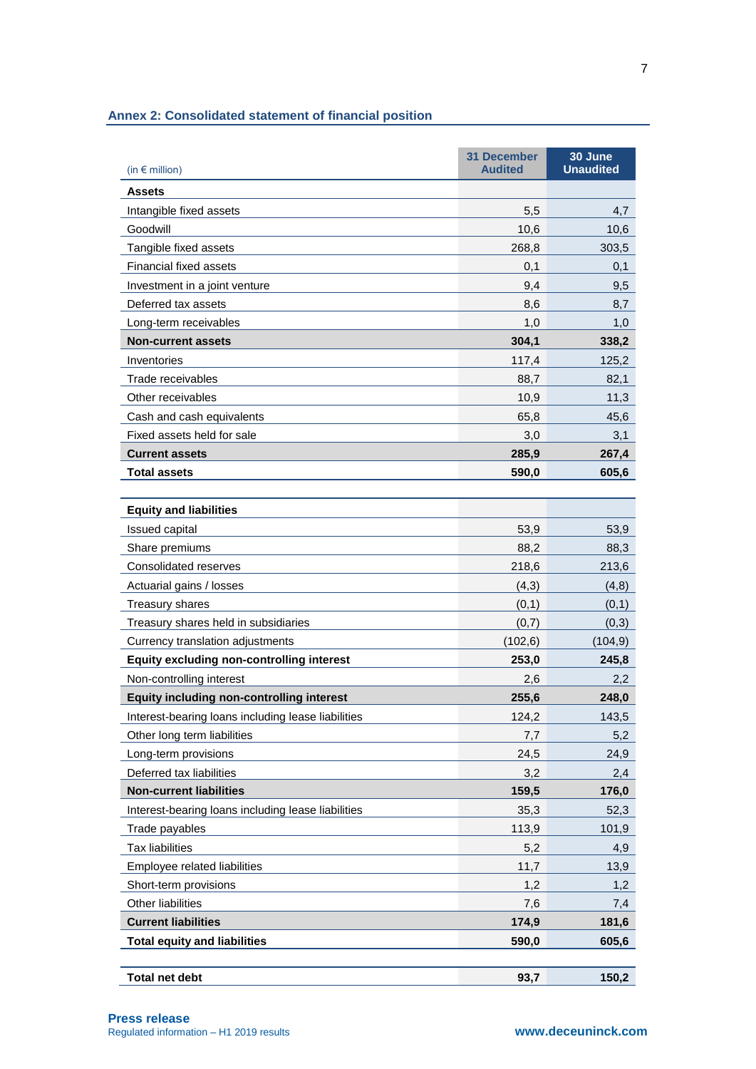## Annex 2: Consolidated statement of financial position

| (in € million) | 31 December Audited | 30 June Unaudited |
|---|---|---|
| **Assets** | | |
| Intangible fixed assets | 5,5 | 4,7 |
| Goodwill | 10,6 | 10,6 |
| Tangible fixed assets | 268,8 | 303,5 |
| Financial fixed assets | 0,1 | 0,1 |
| Investment in a joint venture | 9,4 | 9,5 |
| Deferred tax assets | 8,6 | 8,7 |
| Long-term receivables | 1,0 | 1,0 |
| **Non-current assets** | **304,1** | **338,2** |
| Inventories | 117,4 | 125,2 |
| Trade receivables | 88,7 | 82,1 |
| Other receivables | 10,9 | 11,3 |
| Cash and cash equivalents | 65,8 | 45,6 |
| Fixed assets held for sale | 3,0 | 3,1 |
| **Current assets** | **285,9** | **267,4** |
| **Total assets** | **590,0** | **605,6** |
| | | |
| **Equity and liabilities** | | |
| Issued capital | 53,9 | 53,9 |
| Share premiums | 88,2 | 88,3 |
| Consolidated reserves | 218,6 | 213,6 |
| Actuarial gains / losses | (4,3) | (4,8) |
| Treasury shares | (0,1) | (0,1) |
| Treasury shares held in subsidiaries | (0,7) | (0,3) |
| Currency translation adjustments | (102,6) | (104,9) |
| **Equity excluding non-controlling interest** | **253,0** | **245,8** |
| Non-controlling interest | 2,6 | 2,2 |
| **Equity including non-controlling interest** | **255,6** | **248,0** |
| Interest-bearing loans including lease liabilities | 124,2 | 143,5 |
| Other long term liabilities | 7,7 | 5,2 |
| Long-term provisions | 24,5 | 24,9 |
| Deferred tax liabilities | 3,2 | 2,4 |
| **Non-current liabilities** | **159,5** | **176,0** |
| Interest-bearing loans including lease liabilities | 35,3 | 52,3 |
| Trade payables | 113,9 | 101,9 |
| Tax liabilities | 5,2 | 4,9 |
| Employee related liabilities | 11,7 | 13,9 |
| Short-term provisions | 1,2 | 1,2 |
| Other liabilities | 7,6 | 7,4 |
| **Current liabilities** | **174,9** | **181,6** |
| **Total equity and liabilities** | **590,0** | **605,6** |
| | | |
| **Total net debt** | **93,7** | **150,2** |

**Press release**
Regulated information – H1 2019 results

**www.deceuninck.com**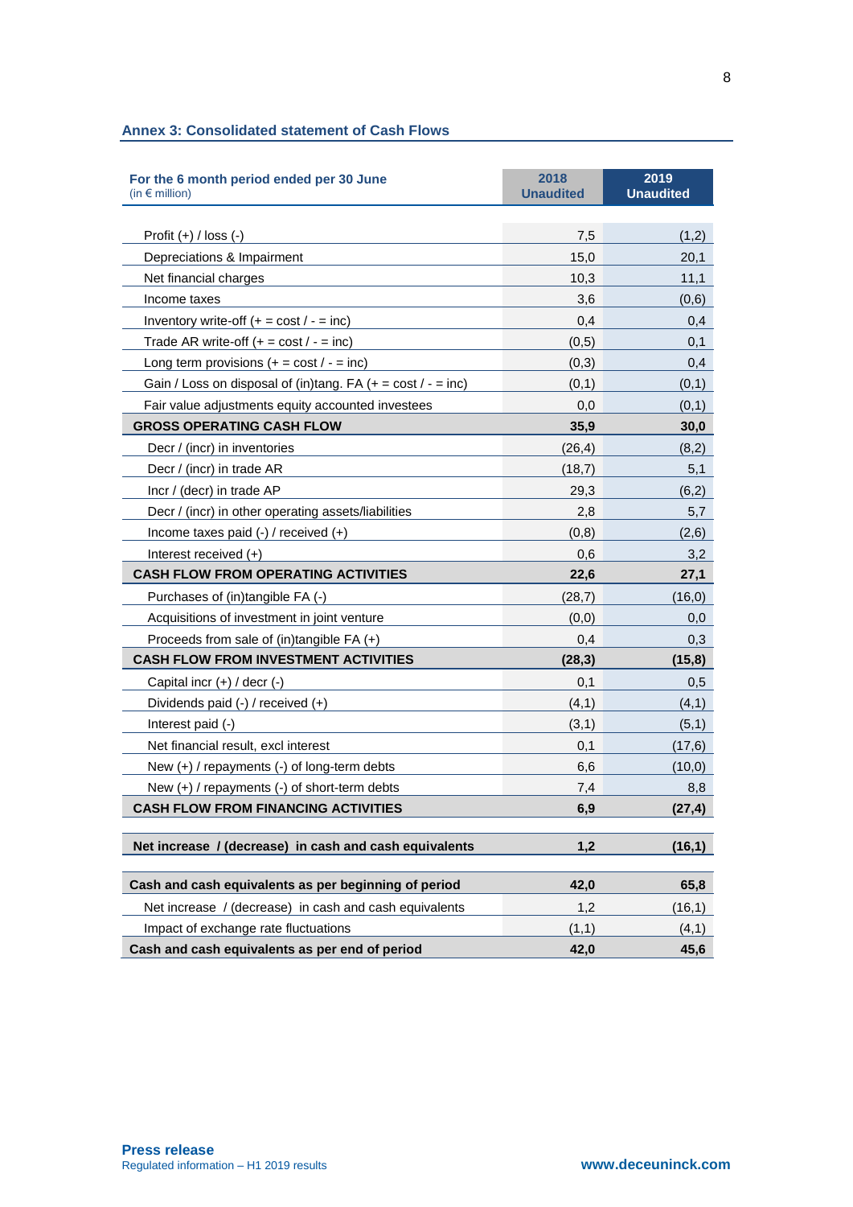## Annex 3: Consolidated statement of Cash Flows

| **For the 6 month period ended per 30 June** (in € million) | **2018 Unaudited** | **2019 Unaudited** |
|---|---|---|
| Profit (+) / loss (-) | 7,5 | (1,2) |
| Depreciations & Impairment | 15,0 | 20,1 |
| Net financial charges | 10,3 | 11,1 |
| Income taxes | 3,6 | (0,6) |
| Inventory write-off (+ = cost / - = inc) | 0,4 | 0,4 |
| Trade AR write-off (+ = cost / - = inc) | (0,5) | 0,1 |
| Long term provisions (+ = cost / - = inc) | (0,3) | 0,4 |
| Gain / Loss on disposal of (in)tang. FA (+ = cost / - = inc) | (0,1) | (0,1) |
| Fair value adjustments equity accounted investees | 0,0 | (0,1) |
| **GROSS OPERATING CASH FLOW** | **35,9** | **30,0** |
| Decr / (incr) in inventories | (26,4) | (8,2) |
| Decr / (incr) in trade AR | (18,7) | 5,1 |
| Incr / (decr) in trade AP | 29,3 | (6,2) |
| Decr / (incr) in other operating assets/liabilities | 2,8 | 5,7 |
| Income taxes paid (-) / received (+) | (0,8) | (2,6) |
| Interest received (+) | 0,6 | 3,2 |
| **CASH FLOW FROM OPERATING ACTIVITIES** | **22,6** | **27,1** |
| Purchases of (in)tangible FA (-) | (28,7) | (16,0) |
| Acquisitions of investment in joint venture | (0,0) | 0,0 |
| Proceeds from sale of (in)tangible FA (+) | 0,4 | 0,3 |
| **CASH FLOW FROM INVESTMENT ACTIVITIES** | **(28,3)** | **(15,8)** |
| Capital incr (+) / decr (-) | 0,1 | 0,5 |
| Dividends paid (-) / received (+) | (4,1) | (4,1) |
| Interest paid (-) | (3,1) | (5,1) |
| Net financial result, excl interest | 0,1 | (17,6) |
| New (+) / repayments (-) of long-term debts | 6,6 | (10,0) |
| New (+) / repayments (-) of short-term debts | 7,4 | 8,8 |
| **CASH FLOW FROM FINANCING ACTIVITIES** | **6,9** | **(27,4)** |
| | | |
| **Net increase / (decrease) in cash and cash equivalents** | **1,2** | **(16,1)** |
| | | |
| **Cash and cash equivalents as per beginning of period** | **42,0** | **65,8** |
| Net increase / (decrease) in cash and cash equivalents | 1,2 | (16,1) |
| Impact of exchange rate fluctuations | (1,1) | (4,1) |
| **Cash and cash equivalents as per end of period** | **42,0** | **45,6** |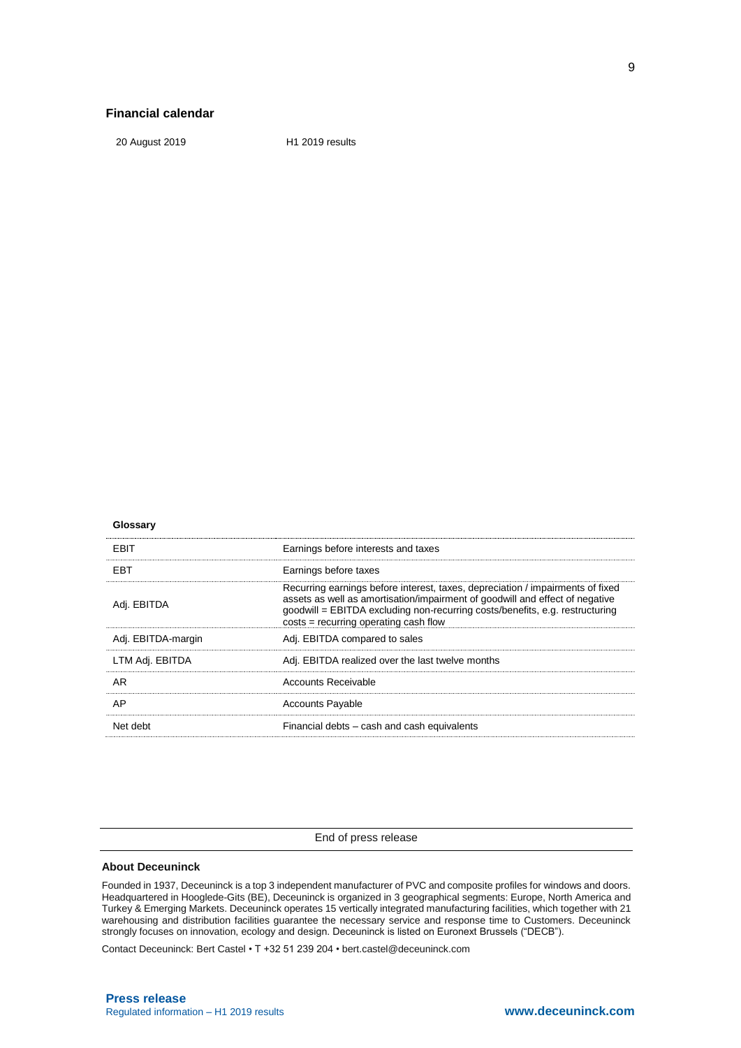## Financial calendar

| | |
|---|---|
| 20 August 2019 | H1 2019 results |

**Glossary**

| | |
|---|---|
| EBIT | Earnings before interests and taxes |
| EBT | Earnings before taxes |
| Adj. EBITDA | Recurring earnings before interest, taxes, depreciation / impairments of fixed assets as well as amortisation/impairment of goodwill and effect of negative goodwill = EBITDA excluding non-recurring costs/benefits, e.g. restructuring costs = recurring operating cash flow |
| Adj. EBITDA-margin | Adj. EBITDA compared to sales |
| LTM Adj. EBITDA | Adj. EBITDA realized over the last twelve months |
| AR | Accounts Receivable |
| AP | Accounts Payable |
| Net debt | Financial debts – cash and cash equivalents |

End of press release

**About Deceuninck**

Founded in 1937, Deceuninck is a top 3 independent manufacturer of PVC and composite profiles for windows and doors. Headquartered in Hooglede-Gits (BE), Deceuninck is organized in 3 geographical segments: Europe, North America and Turkey & Emerging Markets. Deceuninck operates 15 vertically integrated manufacturing facilities, which together with 21 warehousing and distribution facilities guarantee the necessary service and response time to Customers. Deceuninck strongly focuses on innovation, ecology and design. Deceuninck is listed on Euronext Brussels ("DECB").

Contact Deceuninck: Bert Castel • T +32 51 239 204 • bert.castel@deceuninck.com